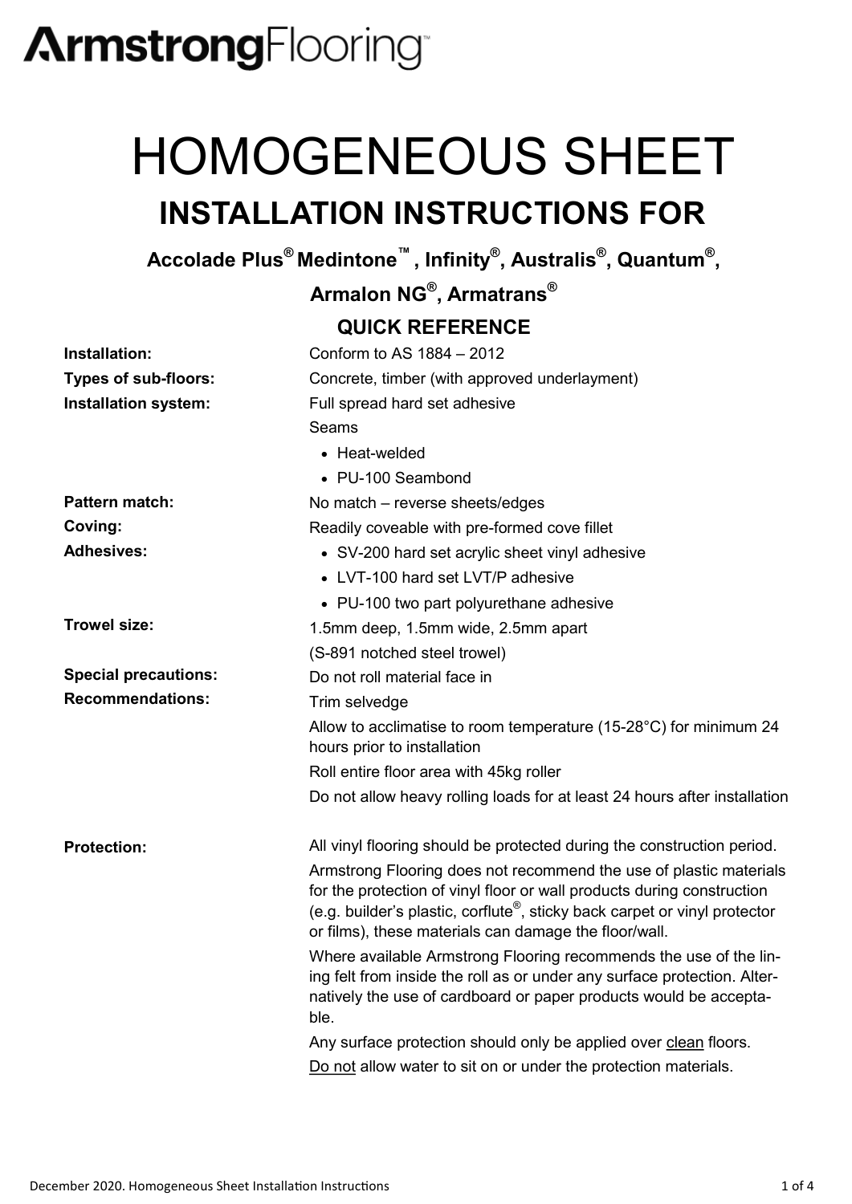**ArmstrongFlooring**™

# HOMOGENEOUS SHEET

## INSTALLATION INSTRUCTIONS FOR

### Accolade Plus® Medintone™ , Infinity®, Australis®, Quantum®, Armalon NG®, Armatrans®

### QUICK REFERENCE

| | |
|---|---|
| **Installation:** | Conform to AS 1884 – 2012 |
| **Types of sub-floors:** | Concrete, timber (with approved underlayment) |
| **Installation system:** | Full spread hard set adhesive<br>Seams<br>• Heat-welded<br>• PU-100 Seambond |
| **Pattern match:** | No match – reverse sheets/edges |
| **Coving:** | Readily coveable with pre-formed cove fillet |
| **Adhesives:** | • SV-200 hard set acrylic sheet vinyl adhesive<br>• LVT-100 hard set LVT/P adhesive<br>• PU-100 two part polyurethane adhesive |
| **Trowel size:** | 1.5mm deep, 1.5mm wide, 2.5mm apart<br>(S-891 notched steel trowel) |
| **Special precautions:** | Do not roll material face in |
| **Recommendations:** | Trim selvedge<br>Allow to acclimatise to room temperature (15-28°C) for minimum 24 hours prior to installation<br>Roll entire floor area with 45kg roller<br>Do not allow heavy rolling loads for at least 24 hours after installation |
| **Protection:** | All vinyl flooring should be protected during the construction period.<br>Armstrong Flooring does not recommend the use of plastic materials for the protection of vinyl floor or wall products during construction (e.g. builder's plastic, corflute®, sticky back carpet or vinyl protector or films), these materials can damage the floor/wall.<br>Where available Armstrong Flooring recommends the use of the lining felt from inside the roll as or under any surface protection. Alternatively the use of cardboard or paper products would be acceptable.<br>Any surface protection should only be applied over clean floors.<br>Do not allow water to sit on or under the protection materials. |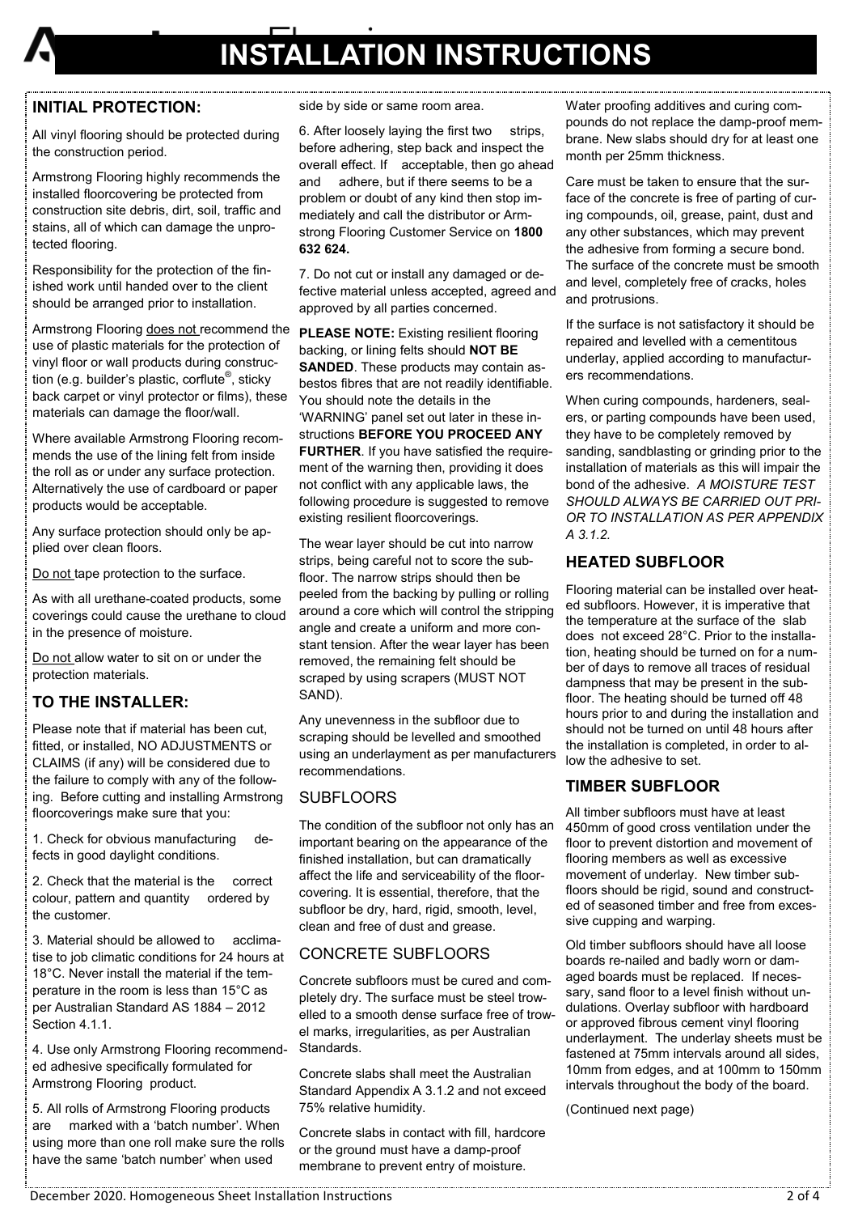# INSTALLATION INSTRUCTIONS

## INITIAL PROTECTION:

All vinyl flooring should be protected during the construction period.

Armstrong Flooring highly recommends the installed floorcovering be protected from construction site debris, dirt, soil, traffic and stains, all of which can damage the unprotected flooring.

Responsibility for the protection of the finished work until handed over to the client should be arranged prior to installation.

Armstrong Flooring does not recommend the use of plastic materials for the protection of vinyl floor or wall products during construction (e.g. builder's plastic, corflute®, sticky back carpet or vinyl protector or films), these materials can damage the floor/wall.

Where available Armstrong Flooring recommends the use of the lining felt from inside the roll as or under any surface protection. Alternatively the use of cardboard or paper products would be acceptable.

Any surface protection should only be applied over clean floors.

Do not tape protection to the surface.

As with all urethane-coated products, some coverings could cause the urethane to cloud in the presence of moisture.

Do not allow water to sit on or under the protection materials.

## TO THE INSTALLER:

Please note that if material has been cut, fitted, or installed, NO ADJUSTMENTS or CLAIMS (if any) will be considered due to the failure to comply with any of the following. Before cutting and installing Armstrong floorcoverings make sure that you:

1. Check for obvious manufacturing defects in good daylight conditions.

2. Check that the material is the correct colour, pattern and quantity ordered by the customer.

3. Material should be allowed to acclimatise to job climatic conditions for 24 hours at 18°C. Never install the material if the temperature in the room is less than 15°C as per Australian Standard AS 1884 – 2012 Section 4.1.1.

4. Use only Armstrong Flooring recommended adhesive specifically formulated for Armstrong Flooring product.

5. All rolls of Armstrong Flooring products are marked with a 'batch number'. When using more than one roll make sure the rolls have the same 'batch number' when used side by side or same room area.

6. After loosely laying the first two strips, before adhering, step back and inspect the overall effect. If acceptable, then go ahead and adhere, but if there seems to be a problem or doubt of any kind then stop immediately and call the distributor or Armstrong Flooring Customer Service on **1800 632 624.**

7. Do not cut or install any damaged or defective material unless accepted, agreed and approved by all parties concerned.

**PLEASE NOTE:** Existing resilient flooring backing, or lining felts should **NOT BE SANDED**. These products may contain asbestos fibres that are not readily identifiable. You should note the details in the 'WARNING' panel set out later in these instructions **BEFORE YOU PROCEED ANY FURTHER**. If you have satisfied the requirement of the warning then, providing it does not conflict with any applicable laws, the following procedure is suggested to remove existing resilient floorcoverings.

The wear layer should be cut into narrow strips, being careful not to score the subfloor. The narrow strips should then be peeled from the backing by pulling or rolling around a core which will control the stripping angle and create a uniform and more constant tension. After the wear layer has been removed, the remaining felt should be scraped by using scrapers (MUST NOT SAND).

Any unevenness in the subfloor due to scraping should be levelled and smoothed using an underlayment as per manufacturers recommendations.

## SUBFLOORS

The condition of the subfloor not only has an important bearing on the appearance of the finished installation, but can dramatically affect the life and serviceability of the floorcovering. It is essential, therefore, that the subfloor be dry, hard, rigid, smooth, level, clean and free of dust and grease.

## CONCRETE SUBFLOORS

Concrete subfloors must be cured and completely dry. The surface must be steel trowelled to a smooth dense surface free of trowel marks, irregularities, as per Australian Standards.

Concrete slabs shall meet the Australian Standard Appendix A 3.1.2 and not exceed 75% relative humidity.

Concrete slabs in contact with fill, hardcore or the ground must have a damp-proof membrane to prevent entry of moisture. Water proofing additives and curing compounds do not replace the damp-proof membrane. New slabs should dry for at least one month per 25mm thickness.

Care must be taken to ensure that the surface of the concrete is free of parting of curing compounds, oil, grease, paint, dust and any other substances, which may prevent the adhesive from forming a secure bond. The surface of the concrete must be smooth and level, completely free of cracks, holes and protrusions.

If the surface is not satisfactory it should be repaired and levelled with a cementitous underlay, applied according to manufacturers recommendations.

When curing compounds, hardeners, sealers, or parting compounds have been used, they have to be completely removed by sanding, sandblasting or grinding prior to the installation of materials as this will impair the bond of the adhesive. *A MOISTURE TEST SHOULD ALWAYS BE CARRIED OUT PRIOR TO INSTALLATION AS PER APPENDIX A 3.1.2.*

## HEATED SUBFLOOR

Flooring material can be installed over heated subfloors. However, it is imperative that the temperature at the surface of the slab does not exceed 28°C. Prior to the installation, heating should be turned on for a number of days to remove all traces of residual dampness that may be present in the subfloor. The heating should be turned off 48 hours prior to and during the installation and should not be turned on until 48 hours after the installation is completed, in order to allow the adhesive to set.

## TIMBER SUBFLOOR

All timber subfloors must have at least 450mm of good cross ventilation under the floor to prevent distortion and movement of flooring members as well as excessive movement of underlay. New timber subfloors should be rigid, sound and constructed of seasoned timber and free from excessive cupping and warping.

Old timber subfloors should have all loose boards re-nailed and badly worn or damaged boards must be replaced. If necessary, sand floor to a level finish without undulations. Overlay subfloor with hardboard or approved fibrous cement vinyl flooring underlayment. The underlay sheets must be fastened at 75mm intervals around all sides, 10mm from edges, and at 100mm to 150mm intervals throughout the body of the board.

(Continued next page)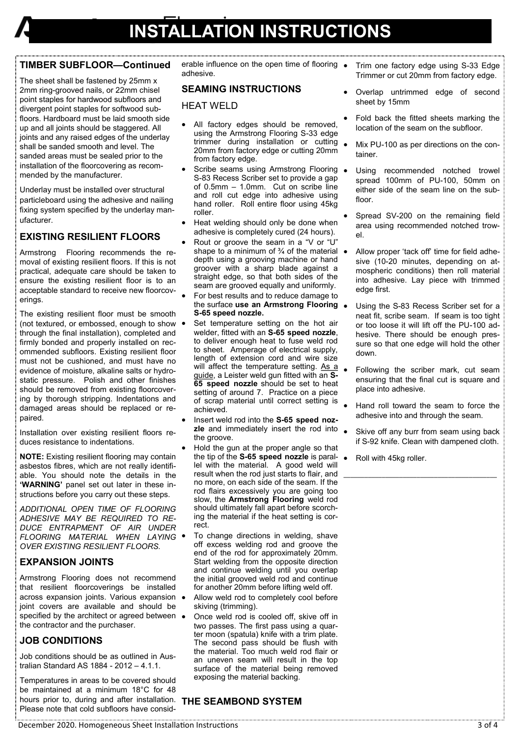# INSTALLATION INSTRUCTIONS

## TIMBER SUBFLOOR—Continued

The sheet shall be fastened by 25mm x 2mm ring-grooved nails, or 22mm chisel point staples for hardwood subfloors and divergent point staples for softwood subfloors. Hardboard must be laid smooth side up and all joints should be staggered. All joints and any raised edges of the underlay shall be sanded smooth and level. The sanded areas must be sealed prior to the installation of the floorcovering as recommended by the manufacturer.

Underlay must be installed over structural particleboard using the adhesive and nailing fixing system specified by the underlay manufacturer.

## EXISTING RESILIENT FLOORS

Armstrong Flooring recommends the removal of existing resilient floors. If this is not practical, adequate care should be taken to ensure the existing resilient floor is to an acceptable standard to receive new floorcoverings.

The existing resilient floor must be smooth (not textured, or embossed, enough to show through the final installation), completed and firmly bonded and properly installed on recommended subfloors. Existing resilient floor must not be cushioned, and must have no evidence of moisture, alkaline salts or hydrostatic pressure. Polish and other finishes should be removed from existing floorcovering by thorough stripping. Indentations and damaged areas should be replaced or repaired.

Installation over existing resilient floors reduces resistance to indentations.

**NOTE:** Existing resilient flooring may contain asbestos fibres, which are not really identifiable. You should note the details in the **'WARNING'** panel set out later in these instructions before you carry out these steps.

*ADDITIONAL OPEN TIME OF FLOORING ADHESIVE MAY BE REQUIRED TO REDUCE ENTRAPMENT OF AIR UNDER FLOORING MATERIAL WHEN LAYING OVER EXISTING RESILIENT FLOORS.*

## EXPANSION JOINTS

Armstrong Flooring does not recommend that resilient floorcoverings be installed across expansion joints. Various expansion joint covers are available and should be specified by the architect or agreed between the contractor and the purchaser.

## JOB CONDITIONS

Job conditions should be as outlined in Australian Standard AS 1884 - 2012 – 4.1.1.

Temperatures in areas to be covered should be maintained at a minimum 18°C for 48 hours prior to, during and after installation. Please note that cold subfloors have considerable influence on the open time of flooring adhesive.

## SEAMING INSTRUCTIONS

### HEAT WELD

- All factory edges should be removed, using the Armstrong Flooring S-33 edge trimmer during installation or cutting 20mm from factory edge or cutting 20mm from factory edge.
- Scribe seams using Armstrong Flooring S-83 Recess Scriber set to provide a gap of 0.5mm – 1.0mm. Cut on scribe line and roll cut edge into adhesive using hand roller. Roll entire floor using 45kg roller.
- Heat welding should only be done when adhesive is completely cured (24 hours).
- Rout or groove the seam in a "V or "U" shape to a minimum of ¾ of the material depth using a grooving machine or hand groover with a sharp blade against a straight edge, so that both sides of the seam are grooved equally and uniformly.
- For best results and to reduce damage to the surface **use an Armstrong Flooring S-65 speed nozzle.**
- Set temperature setting on the hot air welder, fitted with an **S-65 speed nozzle**, to deliver enough heat to fuse weld rod to sheet. Amperage of electrical supply, length of extension cord and wire size will affect the temperature setting. As a guide, a Leister weld gun fitted with an **S-65 speed nozzle** should be set to heat setting of around 7. Practice on a piece of scrap material until correct setting is achieved.
- Insert weld rod into the **S-65 speed nozzle** and immediately insert the rod into the groove.
- Hold the gun at the proper angle so that the tip of the **S-65 speed nozzle** is parallel with the material. A good weld will result when the rod just starts to flair, and no more, on each side of the seam. If the rod flairs excessively you are going too slow, the **Armstrong Flooring** weld rod should ultimately fall apart before scorching the material if the heat setting is correct.
- To change directions in welding, shave off excess welding rod and groove the end of the rod for approximately 20mm. Start welding from the opposite direction and continue welding until you overlap the initial grooved weld rod and continue for another 20mm before lifting weld off.
- Allow weld rod to completely cool before skiving (trimming).
- Once weld rod is cooled off, skive off in two passes. The first pass using a quarter moon (spatula) knife with a trim plate. The second pass should be flush with the material. Too much weld rod flair or an uneven seam will result in the top surface of the material being removed exposing the material backing.

## THE SEAMBOND SYSTEM

- Trim one factory edge using S-33 Edge Trimmer or cut 20mm from factory edge.
- Overlap untrimmed edge of second sheet by 15mm
- Fold back the fitted sheets marking the location of the seam on the subfloor.
- Mix PU-100 as per directions on the container.
- Using recommended notched trowel spread 100mm of PU-100, 50mm on either side of the seam line on the subfloor.
- Spread SV-200 on the remaining field area using recommended notched trowel.
- Allow proper 'tack off' time for field adhesive (10-20 minutes, depending on atmospheric conditions) then roll material into adhesive. Lay piece with trimmed edge first.
- Using the S-83 Recess Scriber set for a neat fit, scribe seam. If seam is too tight or too loose it will lift off the PU-100 adhesive. There should be enough pressure so that one edge will hold the other down.
- Following the scriber mark, cut seam ensuring that the final cut is square and place into adhesive.
- Hand roll toward the seam to force the adhesive into and through the seam.
- Skive off any burr from seam using back if S-92 knife. Clean with dampened cloth.
- Roll with 45kg roller.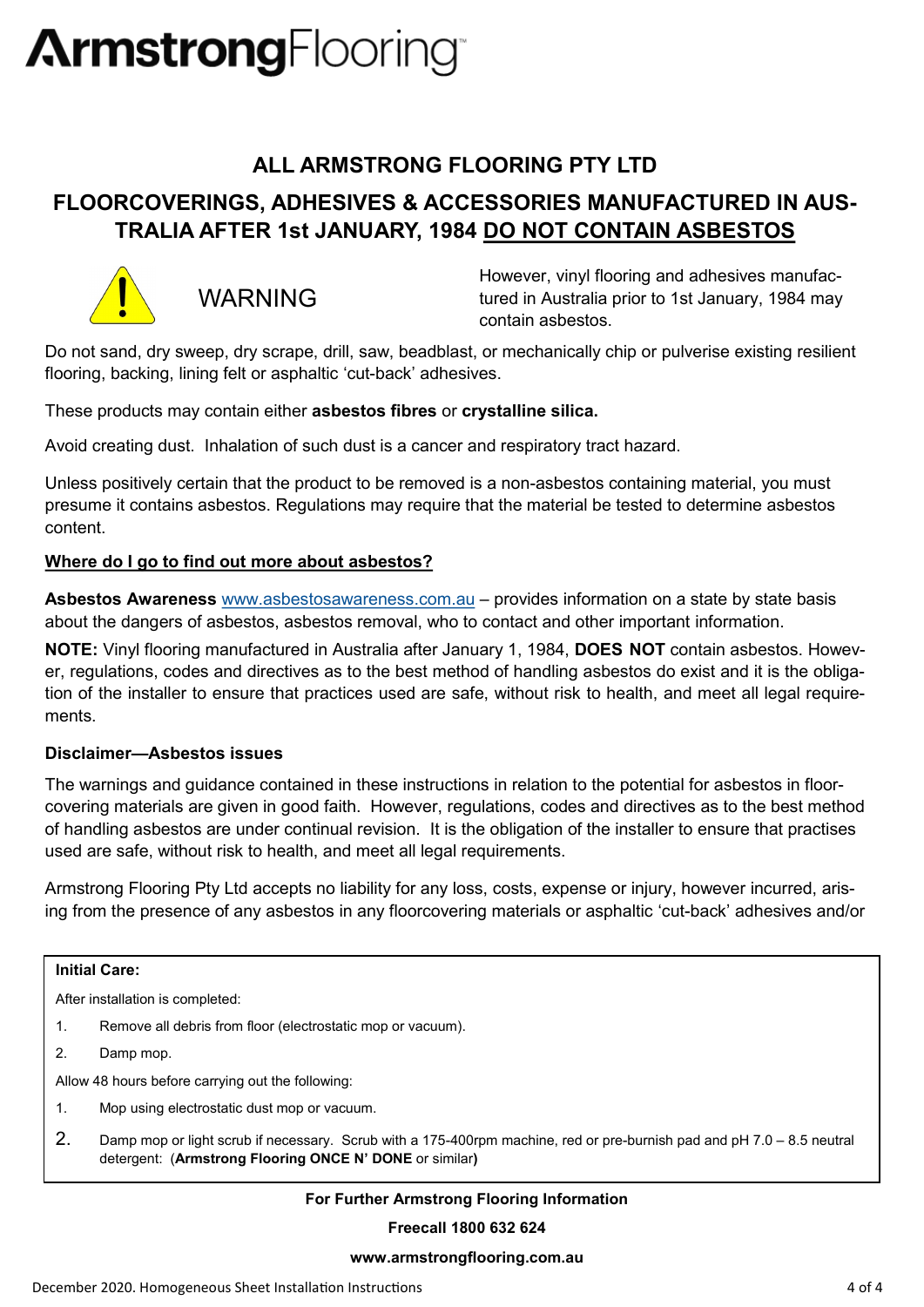**ArmstrongFlooring**™

## ALL ARMSTRONG FLOORING PTY LTD

## FLOORCOVERINGS, ADHESIVES & ACCESSORIES MANUFACTURED IN AUSTRALIA AFTER 1st JANUARY, 1984 DO NOT CONTAIN ASBESTOS

WARNING

However, vinyl flooring and adhesives manufactured in Australia prior to 1st January, 1984 may contain asbestos.

Do not sand, dry sweep, dry scrape, drill, saw, beadblast, or mechanically chip or pulverise existing resilient flooring, backing, lining felt or asphaltic 'cut-back' adhesives.

These products may contain either **asbestos fibres** or **crystalline silica.**

Avoid creating dust. Inhalation of such dust is a cancer and respiratory tract hazard.

Unless positively certain that the product to be removed is a non-asbestos containing material, you must presume it contains asbestos. Regulations may require that the material be tested to determine asbestos content.

**Where do I go to find out more about asbestos?**

**Asbestos Awareness** www.asbestosawareness.com.au – provides information on a state by state basis about the dangers of asbestos, asbestos removal, who to contact and other important information.

**NOTE:** Vinyl flooring manufactured in Australia after January 1, 1984, **DOES NOT** contain asbestos. However, regulations, codes and directives as to the best method of handling asbestos do exist and it is the obligation of the installer to ensure that practices used are safe, without risk to health, and meet all legal requirements.

### Disclaimer—Asbestos issues

The warnings and guidance contained in these instructions in relation to the potential for asbestos in floorcovering materials are given in good faith. However, regulations, codes and directives as to the best method of handling asbestos are under continual revision. It is the obligation of the installer to ensure that practises used are safe, without risk to health, and meet all legal requirements.

Armstrong Flooring Pty Ltd accepts no liability for any loss, costs, expense or injury, however incurred, arising from the presence of any asbestos in any floorcovering materials or asphaltic 'cut-back' adhesives and/or

**Initial Care:**

After installation is completed:

1. Remove all debris from floor (electrostatic mop or vacuum).
2. Damp mop.

Allow 48 hours before carrying out the following:

1. Mop using electrostatic dust mop or vacuum.
2. Damp mop or light scrub if necessary. Scrub with a 175-400rpm machine, red or pre-burnish pad and pH 7.0 – 8.5 neutral detergent: (**Armstrong Flooring ONCE N' DONE** or similar**)**

**For Further Armstrong Flooring Information**

**Freecall 1800 632 624**

**www.armstrongflooring.com.au**

December 2020. Homogeneous Sheet Installation Instructions